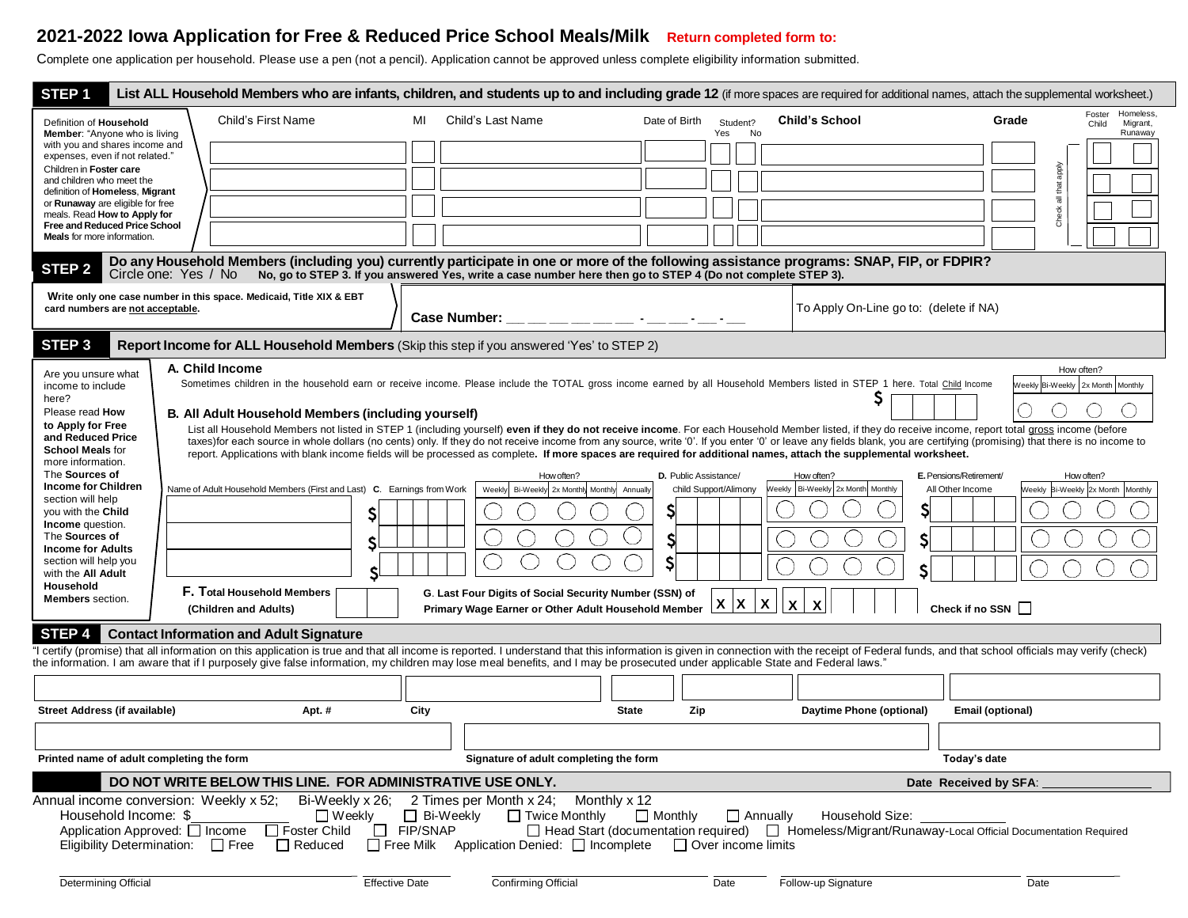# 2021-2022 Iowa Application for Free & Reduced Price School Meals/Milk

**Return completed form to:**

Complete one application per household. Please use a pen (not a pencil). Application cannot be approved unless complete eligibility information submitted.

## STEP 1 — List ALL Household Members who are infants, children, and students up to and including grade 12 (if more spaces are required for additional names, attach the supplemental worksheet.)

Definition of **Household Member**: "Anyone who is living with you and shares income and expenses, even if not related."

Children in **Foster care** and children who meet the definition of **Homeless**, **Migrant** or **Runaway** are eligible for free meals. Read **How to Apply for Free and Reduced Price School Meals** for more information.

| Child's First Name | MI | Child's Last Name | Date of Birth | Student? Yes | Student? No | Child's School | Grade | Foster Child | Homeless, Migrant, Runaway |
|---|---|---|---|---|---|---|---|---|---|
| | | | | | | | | | |
| | | | | | | | | | |
| | | | | | | | | | |
| | | | | | | | | | |

Check all that apply

## STEP 2 — Do any Household Members (including you) currently participate in one or more of the following assistance programs: SNAP, FIP, or FDPIR?

Circle one: Yes / No **No, go to STEP 3. If you answered Yes, write a case number here then go to STEP 4 (Do not complete STEP 3).**

**Write only one case number in this space. Medicaid, Title XIX & EBT card numbers are not acceptable.**

**Case Number:** __ __ __ __ __ __ __ - __ __ - __ - __

To Apply On-Line go to: (delete if NA)

## STEP 3 — Report Income for ALL Household Members (Skip this step if you answered 'Yes' to STEP 2)

Are you unsure what income to include here? Please read **How to Apply for Free and Reduced Price School Meals** for more information. The **Sources of Income for Children** section will help you with the **Child Income** question. The **Sources of Income for Adults** section will help you with the **All Adult Household Members** section.

**A. Child Income**

Sometimes children in the household earn or receive income. Please include the TOTAL gross income earned by all Household Members listed in STEP 1 here. Total Child Income $______

How often? ○ Weekly ○ Bi-Weekly ○ 2x Month ○ Monthly

**B. All Adult Household Members (including yourself)**

List all Household Members not listed in STEP 1 (including yourself) **even if they do not receive income**. For each Household Member listed, if they do receive income, report total gross income (before taxes) for each source in whole dollars (no cents) only. If they do not receive income from any source, write '0'. If you enter '0' or leave any fields blank, you are certifying (promising) that there is no income to report. Applications with blank income fields will be processed as complete. **If more spaces are required for additional names, attach the supplemental worksheet.**

| Name of Adult Household Members (First and Last) | C. Earnings from Work | How often? Weekly / Bi-Weekly / 2x Monthly / Monthly / Annually | D. Public Assistance/ Child Support/Alimony | How often? Weekly / Bi-Weekly / 2x Month / Monthly | E. Pensions/Retirement/ All Other Income | How often? Weekly / Bi-Weekly / 2x Month / Monthly |
|---|---|---|---|---|---|---|
| | $ | ○ ○ ○ ○ ○ | $ | ○ ○ ○ ○ | $ | ○ ○ ○ ○ |
| | $ | ○ ○ ○ ○ ○ | $ | ○ ○ ○ ○ | $ | ○ ○ ○ ○ |
| | $ | ○ ○ ○ ○ ○ | $ | ○ ○ ○ ○ | $ | ○ ○ ○ ○ |

**F. Total Household Members (Children and Adults)** ______

**G. Last Four Digits of Social Security Number (SSN) of Primary Wage Earner or Other Adult Household Member** X X X - X X - __ __ __ __

**Check if no SSN** ☐

## STEP 4 — Contact Information and Adult Signature

"I certify (promise) that all information on this application is true and that all income is reported. I understand that this information is given in connection with the receipt of Federal funds, and that school officials may verify (check) the information. I am aware that if I purposely give false information, my children may lose meal benefits, and I may be prosecuted under applicable State and Federal laws."

| Street Address (if available) | Apt. # | City | State | Zip | Daytime Phone (optional) | Email (optional) |
|---|---|---|---|---|---|---|
| | | | | | | |

| Printed name of adult completing the form | Signature of adult completing the form | Today's date |
|---|---|---|
| | | |

**DO NOT WRITE BELOW THIS LINE. FOR ADMINISTRATIVE USE ONLY.** **Date Received by SFA**: ______________

Annual income conversion: Weekly x 52; Bi-Weekly x 26; 2 Times per Month x 24; Monthly x 12

Household Income: $__________ ☐ Weekly ☐ Bi-Weekly ☐ Twice Monthly ☐ Monthly ☐ Annually Household Size: __________

Application Approved: ☐ Income ☐ Foster Child ☐ FIP/SNAP ☐ Head Start (documentation required) ☐ Homeless/Migrant/Runaway-Local Official Documentation Required

Eligibility Determination: ☐ Free ☐ Reduced ☐ Free Milk Application Denied: ☐ Incomplete ☐ Over income limits

| Determining Official | Effective Date | Confirming Official | Date | Follow-up Signature | Date |
|---|---|---|---|---|---|
| | | | | | |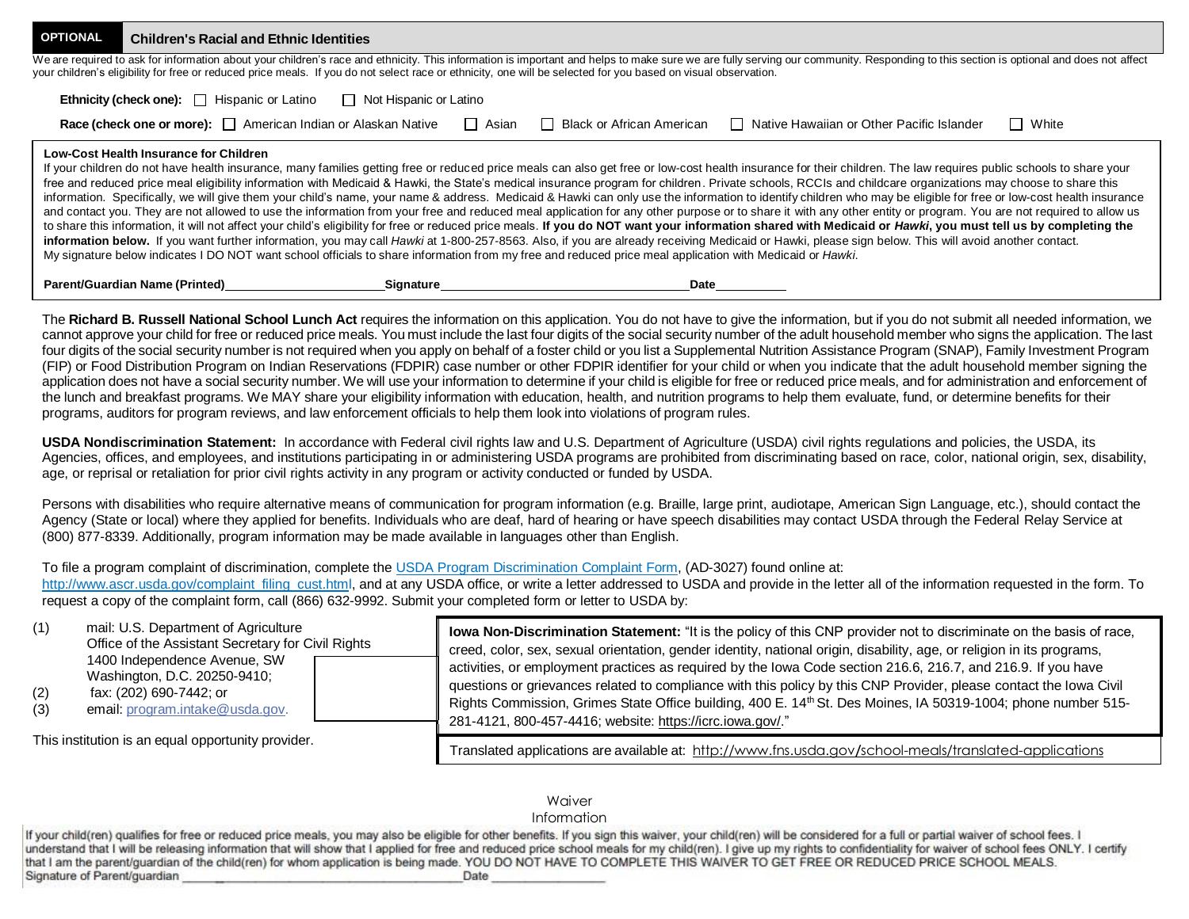**OPTIONAL** **Children's Racial and Ethnic Identities**

We are required to ask for information about your children's race and ethnicity. This information is important and helps to make sure we are fully serving our community. Responding to this section is optional and does not affect your children's eligibility for free or reduced price meals. If you do not select race or ethnicity, one will be selected for you based on visual observation.

**Ethnicity (check one):** ☐ Hispanic or Latino ☐ Not Hispanic or Latino

**Race (check one or more):** ☐ American Indian or Alaskan Native ☐ Asian ☐ Black or African American ☐ Native Hawaiian or Other Pacific Islander ☐ White

**Low-Cost Health Insurance for Children**

If your children do not have health insurance, many families getting free or reduced price meals can also get free or low-cost health insurance for their children. The law requires public schools to share your free and reduced price meal eligibility information with Medicaid & Hawki, the State's medical insurance program for children. Private schools, RCCIs and childcare organizations may choose to share this information. Specifically, we will give them your child's name, your name & address. Medicaid & Hawki can only use the information to identify children who may be eligible for free or low-cost health insurance and contact you. They are not allowed to use the information from your free and reduced meal application for any other purpose or to share it with any other entity or program. You are not required to allow us to share this information, it will not affect your child's eligibility for free or reduced price meals. **If you do NOT want your information shared with Medicaid or *Hawki*, you must tell us by completing the information below.** If you want further information, you may call *Hawki* at 1-800-257-8563. Also, if you are already receiving Medicaid or Hawki, please sign below. This will avoid another contact.
My signature below indicates I DO NOT want school officials to share information from my free and reduced price meal application with Medicaid or *Hawki*.

**Parent/Guardian Name (Printed)**\_\_\_\_\_\_\_\_\_\_\_\_\_\_\_\_\_\_\_\_ **Signature**\_\_\_\_\_\_\_\_\_\_\_\_\_\_\_\_\_\_\_\_\_\_\_\_\_\_\_\_\_\_ **Date**\_\_\_\_\_\_\_\_\_\_

The **Richard B. Russell National School Lunch Act** requires the information on this application. You do not have to give the information, but if you do not submit all needed information, we cannot approve your child for free or reduced price meals. You must include the last four digits of the social security number of the adult household member who signs the application. The last four digits of the social security number is not required when you apply on behalf of a foster child or you list a Supplemental Nutrition Assistance Program (SNAP), Family Investment Program (FIP) or Food Distribution Program on Indian Reservations (FDPIR) case number or other FDPIR identifier for your child or when you indicate that the adult household member signing the application does not have a social security number. We will use your information to determine if your child is eligible for free or reduced price meals, and for administration and enforcement of the lunch and breakfast programs. We MAY share your eligibility information with education, health, and nutrition programs to help them evaluate, fund, or determine benefits for their programs, auditors for program reviews, and law enforcement officials to help them look into violations of program rules.

**USDA Nondiscrimination Statement:** In accordance with Federal civil rights law and U.S. Department of Agriculture (USDA) civil rights regulations and policies, the USDA, its Agencies, offices, and employees, and institutions participating in or administering USDA programs are prohibited from discriminating based on race, color, national origin, sex, disability, age, or reprisal or retaliation for prior civil rights activity in any program or activity conducted or funded by USDA.

Persons with disabilities who require alternative means of communication for program information (e.g. Braille, large print, audiotape, American Sign Language, etc.), should contact the Agency (State or local) where they applied for benefits. Individuals who are deaf, hard of hearing or have speech disabilities may contact USDA through the Federal Relay Service at (800) 877-8339. Additionally, program information may be made available in languages other than English.

To file a program complaint of discrimination, complete the [USDA Program Discrimination Complaint Form](http://www.ascr.usda.gov/complaint_filing_cust.html), (AD-3027) found online at: http://www.ascr.usda.gov/complaint_filing_cust.html, and at any USDA office, or write a letter addressed to USDA and provide in the letter all of the information requested in the form. To request a copy of the complaint form, call (866) 632-9992. Submit your completed form or letter to USDA by:

(1) mail: U.S. Department of Agriculture
Office of the Assistant Secretary for Civil Rights
1400 Independence Avenue, SW
Washington, D.C. 20250-9410;
(2) fax: (202) 690-7442; or
(3) email: program.intake@usda.gov.

This institution is an equal opportunity provider.

**Iowa Non-Discrimination Statement:** "It is the policy of this CNP provider not to discriminate on the basis of race, creed, color, sex, sexual orientation, gender identity, national origin, disability, age, or religion in its programs, activities, or employment practices as required by the Iowa Code section 216.6, 216.7, and 216.9. If you have questions or grievances related to compliance with this policy by this CNP Provider, please contact the Iowa Civil Rights Commission, Grimes State Office building, 400 E. 14th St. Des Moines, IA 50319-1004; phone number 515-281-4121, 800-457-4416; website: https://icrc.iowa.gov/."

Translated applications are available at: http://www.fns.usda.gov/school-meals/translated-applications

Waiver Information

If your child(ren) qualifies for free or reduced price meals, you may also be eligible for other benefits. If you sign this waiver, your child(ren) will be considered for a full or partial waiver of school fees. I understand that I will be releasing information that will show that I applied for free and reduced price school meals for my child(ren). I give up my rights to confidentiality for waiver of school fees ONLY. I certify that I am the parent/guardian of the child(ren) for whom application is being made. YOU DO NOT HAVE TO COMPLETE THIS WAIVER TO GET FREE OR REDUCED PRICE SCHOOL MEALS.
Signature of Parent/guardian \_\_\_\_\_\_\_\_\_\_\_\_\_\_\_\_\_\_\_\_\_\_\_\_\_\_\_\_\_\_\_\_\_\_ Date \_\_\_\_\_\_\_\_\_\_\_\_\_\_\_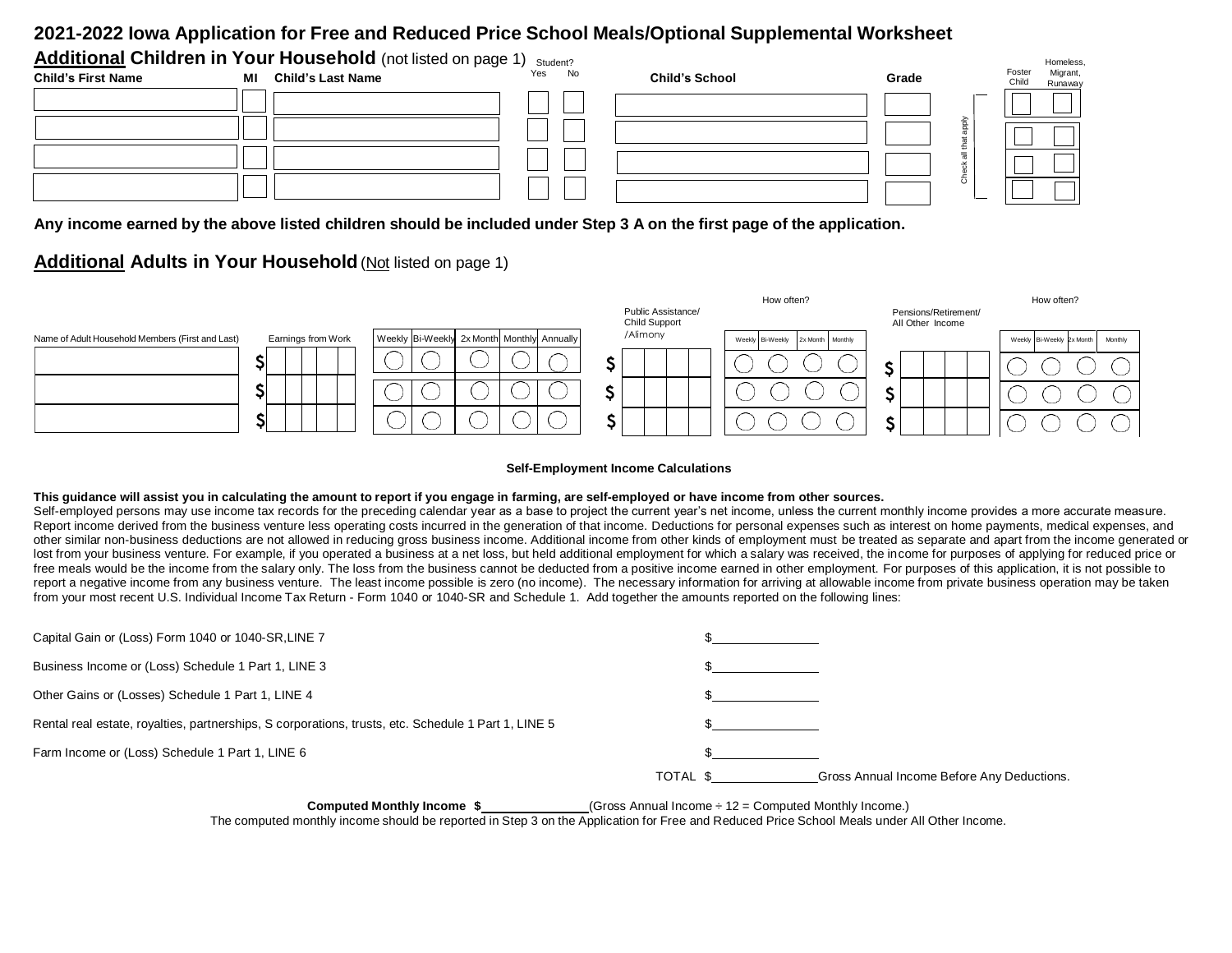# 2021-2022 Iowa Application for Free and Reduced Price School Meals/Optional Supplemental Worksheet

## **Additional** Children in Your Household (not listed on page 1)

| Child's First Name | MI | Child's Last Name | Student? Yes | Student? No | Child's School | Grade | Foster Child | Homeless, Migrant, Runaway |
|---|---|---|---|---|---|---|---|---|
| | | | | | | | | |
| | | | | | | | | |
| | | | | | | | | |
| | | | | | | | | |

Check all that apply

**Any income earned by the above listed children should be included under Step 3 A on the first page of the application.**

## **Additional** Adults in Your Household (Not listed on page 1)

| Name of Adult Household Members (First and Last) | Earnings from Work | Weekly | Bi-Weekly | 2x Month | Monthly | Annually | Public Assistance/ Child Support /Alimony | How often? Weekly | Bi-Weekly | 2x Month | Monthly | Pensions/Retirement/ All Other Income | How often? Weekly | Bi-Weekly | 2x Month | Monthly |
|---|---|---|---|---|---|---|---|---|---|---|---|---|---|---|---|---|
| | $ | | | | | | $ | | | | | $ | | | | |
| | $ | | | | | | $ | | | | | $ | | | | |
| | $ | | | | | | $ | | | | | $ | | | | |

### Self-Employment Income Calculations

**This guidance will assist you in calculating the amount to report if you engage in farming, are self-employed or have income from other sources.**
Self-employed persons may use income tax records for the preceding calendar year as a base to project the current year's net income, unless the current monthly income provides a more accurate measure. Report income derived from the business venture less operating costs incurred in the generation of that income. Deductions for personal expenses such as interest on home payments, medical expenses, and other similar non-business deductions are not allowed in reducing gross business income. Additional income from other kinds of employment must be treated as separate and apart from the income generated or lost from your business venture. For example, if you operated a business at a net loss, but held additional employment for which a salary was received, the income for purposes of applying for reduced price or free meals would be the income from the salary only. The loss from the business cannot be deducted from a positive income earned in other employment. For purposes of this application, it is not possible to report a negative income from any business venture. The least income possible is zero (no income). The necessary information for arriving at allowable income from private business operation may be taken from your most recent U.S. Individual Income Tax Return - Form 1040 or 1040-SR and Schedule 1. Add together the amounts reported on the following lines:

Capital Gain or (Loss) Form 1040 or 1040-SR,LINE 7 $________

Business Income or (Loss) Schedule 1 Part 1, LINE 3 $________

Other Gains or (Losses) Schedule 1 Part 1, LINE 4 $________

Rental real estate, royalties, partnerships, S corporations, trusts, etc. Schedule 1 Part 1, LINE 5 $________

Farm Income or (Loss) Schedule 1 Part 1, LINE 6 $________

TOTAL $________ Gross Annual Income Before Any Deductions.

**Computed Monthly Income $________** (Gross Annual Income ÷ 12 = Computed Monthly Income.)

The computed monthly income should be reported in Step 3 on the Application for Free and Reduced Price School Meals under All Other Income.